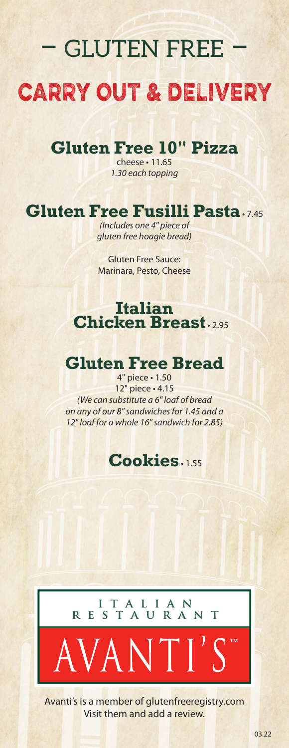# – GLUTEN FREE –

# CARRY OUT & DELIVERY

## Gluten Free 10" Pizza

cheese • 11.65

*1.30 each topping*

## Gluten Free Fusilli Pasta • 7.45

*(Includes one 4" piece of gluten free hoagie bread)*

Gluten Free Sauce:
Marinara, Pesto, Cheese

## Italian Chicken Breast • 2.95

## Gluten Free Bread

4" piece • 1.50

12" piece • 4.15

*(We can substitute a 6" loaf of bread on any of our 8" sandwiches for 1.45 and a 12" loaf for a whole 16" sandwich for 2.85)*

## Cookies • 1.55

ITALIAN RESTAURANT

AVANTI'S™

Avanti's is a member of glutenfreeregistry.com
Visit them and add a review.

03.22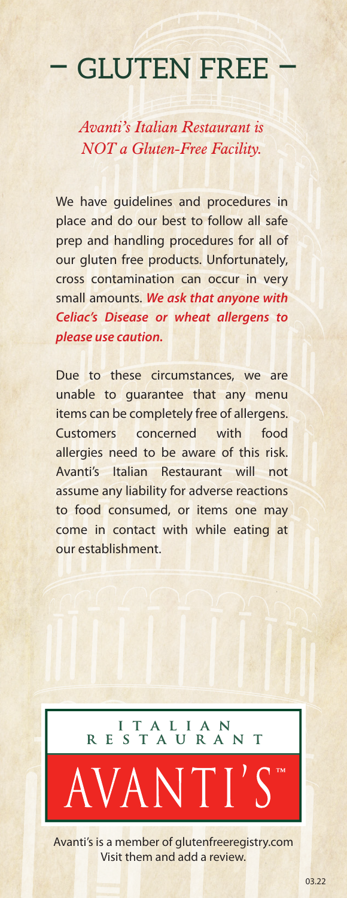# – GLUTEN FREE –

*Avanti's Italian Restaurant is NOT a Gluten-Free Facility.*

We have guidelines and procedures in place and do our best to follow all safe prep and handling procedures for all of our gluten free products. Unfortunately, cross contamination can occur in very small amounts. ***We ask that anyone with Celiac's Disease or wheat allergens to please use caution.***

Due to these circumstances, we are unable to guarantee that any menu items can be completely free of allergens. Customers concerned with food allergies need to be aware of this risk. Avanti's Italian Restaurant will not assume any liability for adverse reactions to food consumed, or items one may come in contact with while eating at our establishment.

ITALIAN RESTAURANT

AVANTI'S™

Avanti's is a member of glutenfreeregistry.com
Visit them and add a review.

03.22